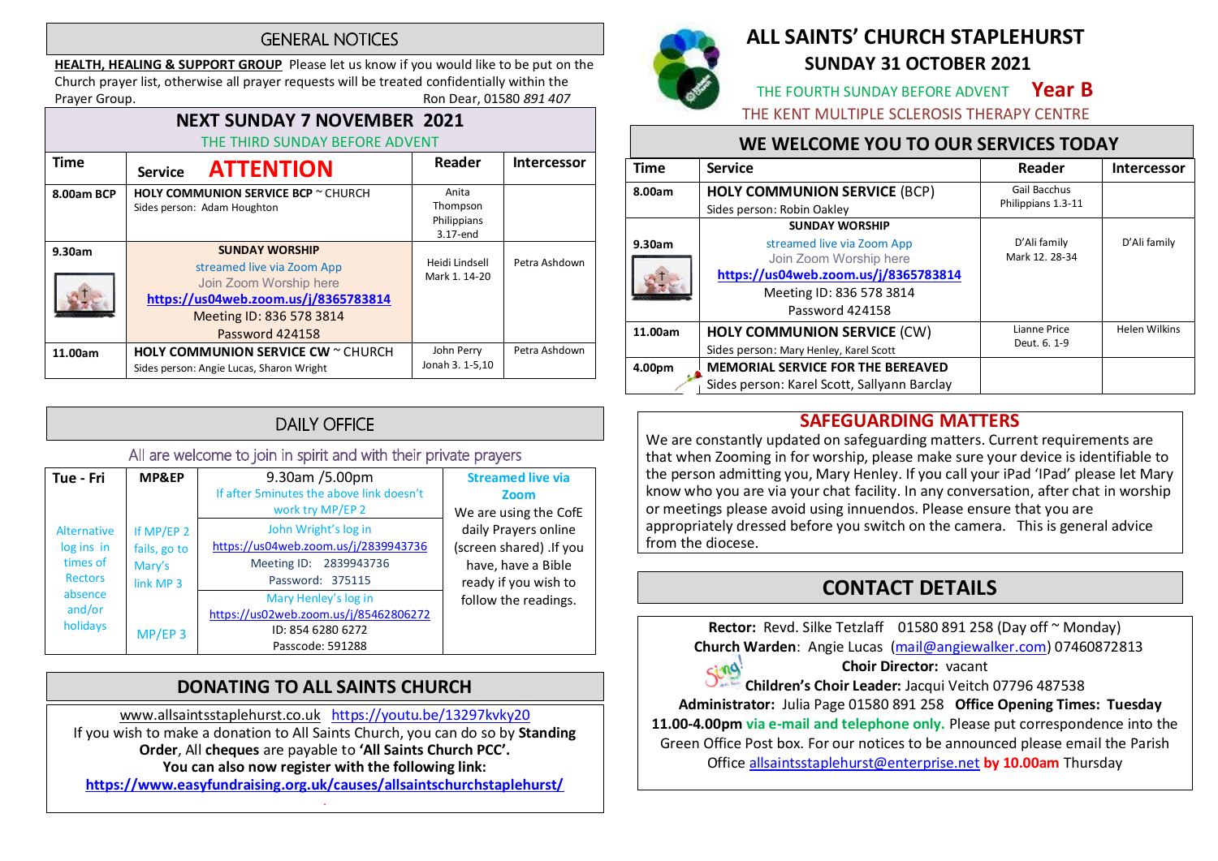# ALL SAINTS' CHURCH STAPLEHURST

## SUNDAY 31 OCTOBER 2021

THE FOURTH SUNDAY BEFORE ADVENT **Year B**

THE KENT MULTIPLE SCLEROSIS THERAPY CENTRE

## WE WELCOME YOU TO OUR SERVICES TODAY

| Time | Service | Reader | Intercessor |
|---|---|---|---|
| 8.00am | **HOLY COMMUNION SERVICE** (BCP)<br>Sides person: Robin Oakley | Gail Bacchus<br>Philippians 1.3-11 | |
| 9.30am | **SUNDAY WORSHIP**<br>streamed live via Zoom App<br>Join Zoom Worship here<br>**https://us04web.zoom.us/j/8365783814**<br>Meeting ID: 836 578 3814<br>Password 424158 | D'Ali family<br>Mark 12. 28-34 | D'Ali family |
| 11.00am | **HOLY COMMUNION SERVICE** (CW)<br>Sides person: Mary Henley, Karel Scott | Lianne Price<br>Deut. 6. 1-9 | Helen Wilkins |
| 4.00pm | **MEMORIAL SERVICE FOR THE BEREAVED**<br>Sides person: Karel Scott, Sallyann Barclay | | |

## SAFEGUARDING MATTERS

We are constantly updated on safeguarding matters. Current requirements are that when Zooming in for worship, please make sure your device is identifiable to the person admitting you, Mary Henley. If you call your iPad 'IPad' please let Mary know who you are via your chat facility. In any conversation, after chat in worship or meetings please avoid using innuendos. Please ensure that you are appropriately dressed before you switch on the camera. This is general advice from the diocese.

## CONTACT DETAILS

**Rector:** Revd. Silke Tetzlaff 01580 891 258 (Day off ~ Monday)
**Church Warden**: Angie Lucas (mail@angiewalker.com) 07460872813
**Choir Director:** vacant
**Children's Choir Leader:** Jacqui Veitch 07796 487538
**Administrator:** Julia Page 01580 891 258 **Office Opening Times: Tuesday 11.00-4.00pm via e-mail and telephone only.** Please put correspondence into the Green Office Post box. For our notices to be announced please email the Parish Office allsaintsstaplehurst@enterprise.net **by 10.00am** Thursday

## GENERAL NOTICES

**HEALTH, HEALING & SUPPORT GROUP** Please let us know if you would like to be put on the Church prayer list, otherwise all prayer requests will be treated confidentially within the Prayer Group. Ron Dear, 01580 *891 407*

## NEXT SUNDAY 7 NOVEMBER 2021

THE THIRD SUNDAY BEFORE ADVENT

| Time | Service **ATTENTION** | Reader | Intercessor |
|---|---|---|---|
| 8.00am BCP | **HOLY COMMUNION SERVICE BCP** ~ CHURCH<br>Sides person: Adam Houghton | Anita Thompson<br>Philippians 3.17-end | |
| 9.30am | **SUNDAY WORSHIP**<br>streamed live via Zoom App<br>Join Zoom Worship here<br>**https://us04web.zoom.us/j/8365783814**<br>Meeting ID: 836 578 3814<br>Password 424158 | Heidi Lindsell<br>Mark 1. 14-20 | Petra Ashdown |
| 11.00am | **HOLY COMMUNION SERVICE CW** ~ CHURCH<br>Sides person: Angie Lucas, Sharon Wright | John Perry<br>Jonah 3. 1-5,10 | Petra Ashdown |

## DAILY OFFICE

All are welcome to join in spirit and with their private prayers

| Tue - Fri | MP&EP | 9.30am /5.00pm | Streamed live via Zoom |
|---|---|---|---|
| | | If after 5minutes the above link doesn't work try MP/EP 2 | We are using the CofE daily Prayers online (screen shared) .If you have, have a Bible ready if you wish to follow the readings. |
| Alternative log ins in times of Rectors absence and/or holidays | If MP/EP 2 fails, go to Mary's link MP 3 | John Wright's log in<br>https://us04web.zoom.us/j/2839943736<br>Meeting ID: 2839943736<br>Password: 375115 | |
| | MP/EP 3 | Mary Henley's log in<br>https://us02web.zoom.us/j/85462806272<br>ID: 854 6280 6272<br>Passcode: 591288 | |

## DONATING TO ALL SAINTS CHURCH

www.allsaintsstaplehurst.co.uk https://youtu.be/13297kvky20

If you wish to make a donation to All Saints Church, you can do so by **Standing Order**, All **cheques** are payable to **'All Saints Church PCC'.**

**You can also now register with the following link:**

**https://www.easyfundraising.org.uk/causes/allsaintschurchstaplehurst/**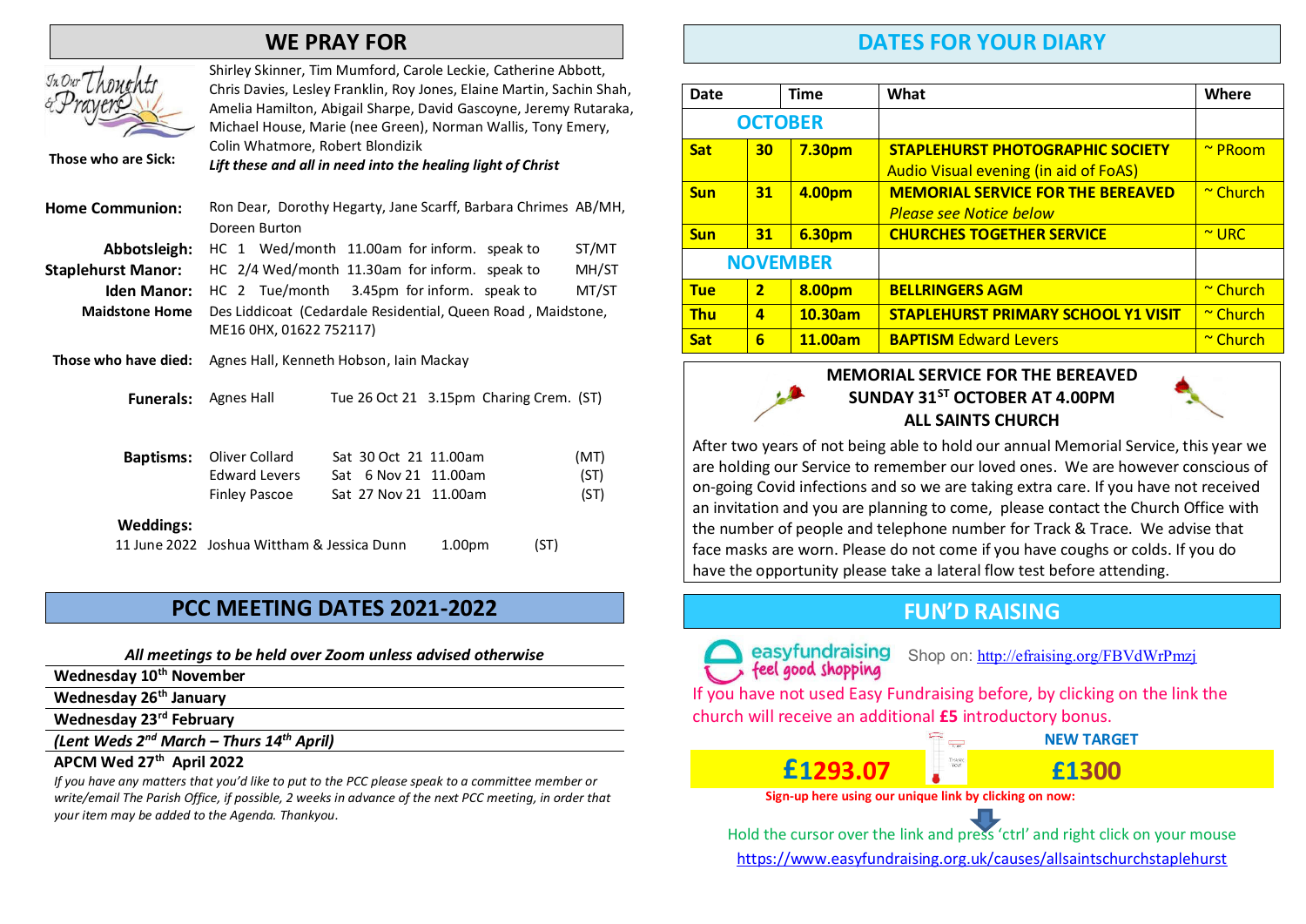## WE PRAY FOR

**Those who are Sick:** Shirley Skinner, Tim Mumford, Carole Leckie, Catherine Abbott, Chris Davies, Lesley Franklin, Roy Jones, Elaine Martin, Sachin Shah, Amelia Hamilton, Abigail Sharpe, David Gascoyne, Jeremy Rutaraka, Michael House, Marie (nee Green), Norman Wallis, Tony Emery, Colin Whatmore, Robert Blondizik
*Lift these and all in need into the healing light of Christ*

**Home Communion:** Ron Dear, Dorothy Hegarty, Jane Scarff, Barbara Chrimes AB/MH, Doreen Burton

**Abbotsleigh:** HC 1 Wed/month 11.00am for inform. speak to ST/MT
**Staplehurst Manor:** HC 2/4 Wed/month 11.30am for inform. speak to MH/ST
**Iden Manor:** HC 2 Tue/month 3.45pm for inform. speak to MT/ST
**Maidstone Home** Des Liddicoat (Cedardale Residential, Queen Road, Maidstone, ME16 0HX, 01622 752117)

**Those who have died:** Agnes Hall, Kenneth Hobson, Iain Mackay

**Funerals:** Agnes Hall Tue 26 Oct 21 3.15pm Charing Crem. (ST)

**Baptisms:**
Oliver Collard Sat 30 Oct 21 11.00am (MT)
Edward Levers Sat 6 Nov 21 11.00am (ST)
Finley Pascoe Sat 27 Nov 21 11.00am (ST)

**Weddings:**
11 June 2022 Joshua Wittham & Jessica Dunn 1.00pm (ST)

## PCC MEETING DATES 2021-2022

*All meetings to be held over Zoom unless advised otherwise*

**Wednesday 10th November**
**Wednesday 26th January**
**Wednesday 23rd February**
***(Lent Weds 2nd March – Thurs 14th April)***
**APCM Wed 27th April 2022**

*If you have any matters that you'd like to put to the PCC please speak to a committee member or write/email The Parish Office, if possible, 2 weeks in advance of the next PCC meeting, in order that your item may be added to the Agenda. Thankyou.*

## DATES FOR YOUR DIARY

| Date | | Time | What | Where |
|---|---|---|---|---|
| **OCTOBER** | | | | |
| **Sat** | **30** | **7.30pm** | **STAPLEHURST PHOTOGRAPHIC SOCIETY** Audio Visual evening (in aid of FoAS) | ~ PRoom |
| **Sun** | **31** | **4.00pm** | **MEMORIAL SERVICE FOR THE BEREAVED** *Please see Notice below* | ~ Church |
| **Sun** | **31** | **6.30pm** | **CHURCHES TOGETHER SERVICE** | ~ URC |
| **NOVEMBER** | | | | |
| **Tue** | **2** | **8.00pm** | **BELLRINGERS AGM** | ~ Church |
| **Thu** | **4** | **10.30am** | **STAPLEHURST PRIMARY SCHOOL Y1 VISIT** | ~ Church |
| **Sat** | **6** | **11.00am** | **BAPTISM** Edward Levers | ~ Church |

### MEMORIAL SERVICE FOR THE BEREAVED
### SUNDAY 31ST OCTOBER AT 4.00PM
### ALL SAINTS CHURCH

After two years of not being able to hold our annual Memorial Service, this year we are holding our Service to remember our loved ones. We are however conscious of on-going Covid infections and so we are taking extra care. If you have not received an invitation and you are planning to come, please contact the Church Office with the number of people and telephone number for Track & Trace. We advise that face masks are worn. Please do not come if you have coughs or colds. If you do have the opportunity please take a lateral flow test before attending.

## FUN'D RAISING

easyfundraising feel good shopping — Shop on: http://efraising.org/FBVdWrPmzj

If you have not used Easy Fundraising before, by clicking on the link the church will receive an additional **£5** introductory bonus.

**£1293.07** — **NEW TARGET** **£1300**

**Sign-up here using our unique link by clicking on now:**

Hold the cursor over the link and press 'ctrl' and right click on your mouse
https://www.easyfundraising.org.uk/causes/allsaintschurchstaplehurst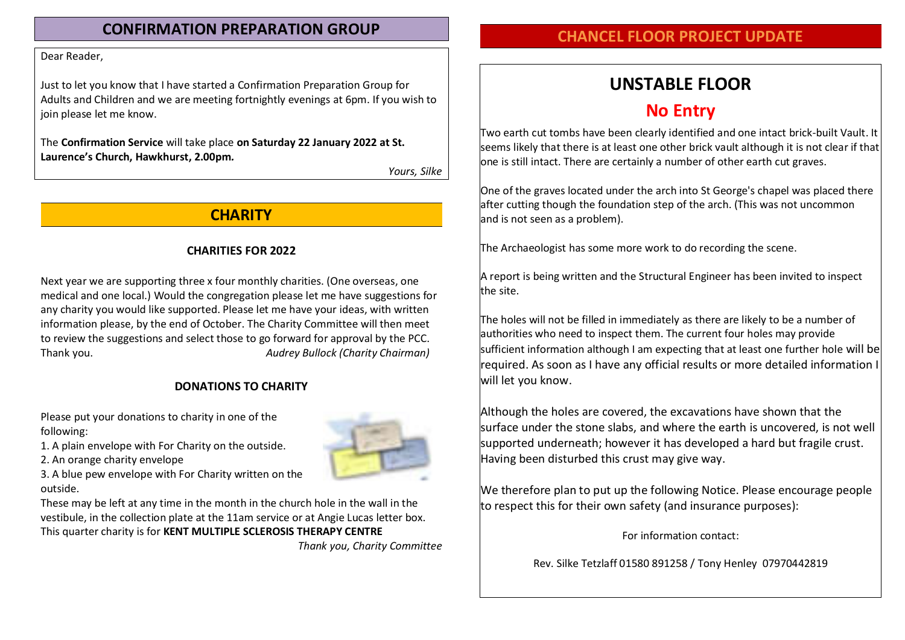## CONFIRMATION PREPARATION GROUP

Dear Reader,

Just to let you know that I have started a Confirmation Preparation Group for Adults and Children and we are meeting fortnightly evenings at 6pm. If you wish to join please let me know.

The **Confirmation Service** will take place **on Saturday 22 January 2022 at St. Laurence's Church, Hawkhurst, 2.00pm.**

*Yours, Silke*

## CHARITY

### CHARITIES FOR 2022

Next year we are supporting three x four monthly charities. (One overseas, one medical and one local.) Would the congregation please let me have suggestions for any charity you would like supported. Please let me have your ideas, with written information please, by the end of October. The Charity Committee will then meet to review the suggestions and select those to go forward for approval by the PCC. Thank you. *Audrey Bullock (Charity Chairman)*

### DONATIONS TO CHARITY

Please put your donations to charity in one of the following:

1. A plain envelope with For Charity on the outside.
2. An orange charity envelope
3. A blue pew envelope with For Charity written on the outside.

These may be left at any time in the month in the church hole in the wall in the vestibule, in the collection plate at the 11am service or at Angie Lucas letter box. This quarter charity is for **KENT MULTIPLE SCLEROSIS THERAPY CENTRE**

*Thank you, Charity Committee*

## CHANCEL FLOOR PROJECT UPDATE

# UNSTABLE FLOOR

## No Entry

Two earth cut tombs have been clearly identified and one intact brick-built Vault. It seems likely that there is at least one other brick vault although it is not clear if that one is still intact. There are certainly a number of other earth cut graves.

One of the graves located under the arch into St George's chapel was placed there after cutting though the foundation step of the arch. (This was not uncommon and is not seen as a problem).

The Archaeologist has some more work to do recording the scene.

A report is being written and the Structural Engineer has been invited to inspect the site.

The holes will not be filled in immediately as there are likely to be a number of authorities who need to inspect them. The current four holes may provide sufficient information although I am expecting that at least one further hole will be required. As soon as I have any official results or more detailed information I will let you know.

Although the holes are covered, the excavations have shown that the surface under the stone slabs, and where the earth is uncovered, is not well supported underneath; however it has developed a hard but fragile crust. Having been disturbed this crust may give way.

We therefore plan to put up the following Notice. Please encourage people to respect this for their own safety (and insurance purposes):

For information contact:

Rev. Silke Tetzlaff 01580 891258 / Tony Henley 07970442819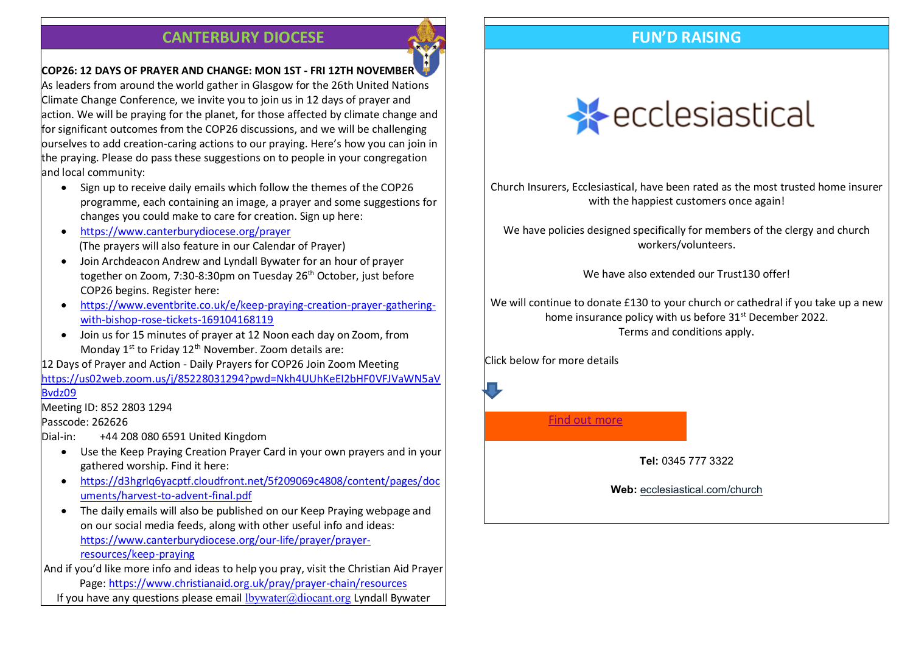## CANTERBURY DIOCESE

**COP26: 12 DAYS OF PRAYER AND CHANGE: MON 1ST - FRI 12TH NOVEMBER**

As leaders from around the world gather in Glasgow for the 26th United Nations Climate Change Conference, we invite you to join us in 12 days of prayer and action. We will be praying for the planet, for those affected by climate change and for significant outcomes from the COP26 discussions, and we will be challenging ourselves to add creation-caring actions to our praying. Here's how you can join in the praying. Please do pass these suggestions on to people in your congregation and local community:

- Sign up to receive daily emails which follow the themes of the COP26 programme, each containing an image, a prayer and some suggestions for changes you could make to care for creation. Sign up here:
- https://www.canterburydiocese.org/prayer
  (The prayers will also feature in our Calendar of Prayer)
- Join Archdeacon Andrew and Lyndall Bywater for an hour of prayer together on Zoom, 7:30-8:30pm on Tuesday 26th October, just before COP26 begins. Register here:
- https://www.eventbrite.co.uk/e/keep-praying-creation-prayer-gathering-with-bishop-rose-tickets-169104168119
- Join us for 15 minutes of prayer at 12 Noon each day on Zoom, from Monday 1st to Friday 12th November. Zoom details are:

12 Days of Prayer and Action - Daily Prayers for COP26 Join Zoom Meeting
https://us02web.zoom.us/j/85228031294?pwd=Nkh4UUhKeEI2bHF0VFJVaWN5aVBvdz09
Meeting ID: 852 2803 1294
Passcode: 262626
Dial-in: +44 208 080 6591 United Kingdom

- Use the Keep Praying Creation Prayer Card in your own prayers and in your gathered worship. Find it here:
- https://d3hgrlq6yacptf.cloudfront.net/5f209069c4808/content/pages/documents/harvest-to-advent-final.pdf
- The daily emails will also be published on our Keep Praying webpage and on our social media feeds, along with other useful info and ideas: https://www.canterburydiocese.org/our-life/prayer/prayer-resources/keep-praying

And if you'd like more info and ideas to help you pray, visit the Christian Aid Prayer Page: https://www.christianaid.org.uk/pray/prayer-chain/resources

If you have any questions please email lbywater@diocant.org Lyndall Bywater

## FUN'D RAISING

ecclesiastical

Church Insurers, Ecclesiastical, have been rated as the most trusted home insurer with the happiest customers once again!

We have policies designed specifically for members of the clergy and church workers/volunteers.

We have also extended our Trust130 offer!

We will continue to donate £130 to your church or cathedral if you take up a new home insurance policy with us before 31st December 2022.
Terms and conditions apply.

Click below for more details

Find out more

**Tel:** 0345 777 3322

**Web:** ecclesiastical.com/church